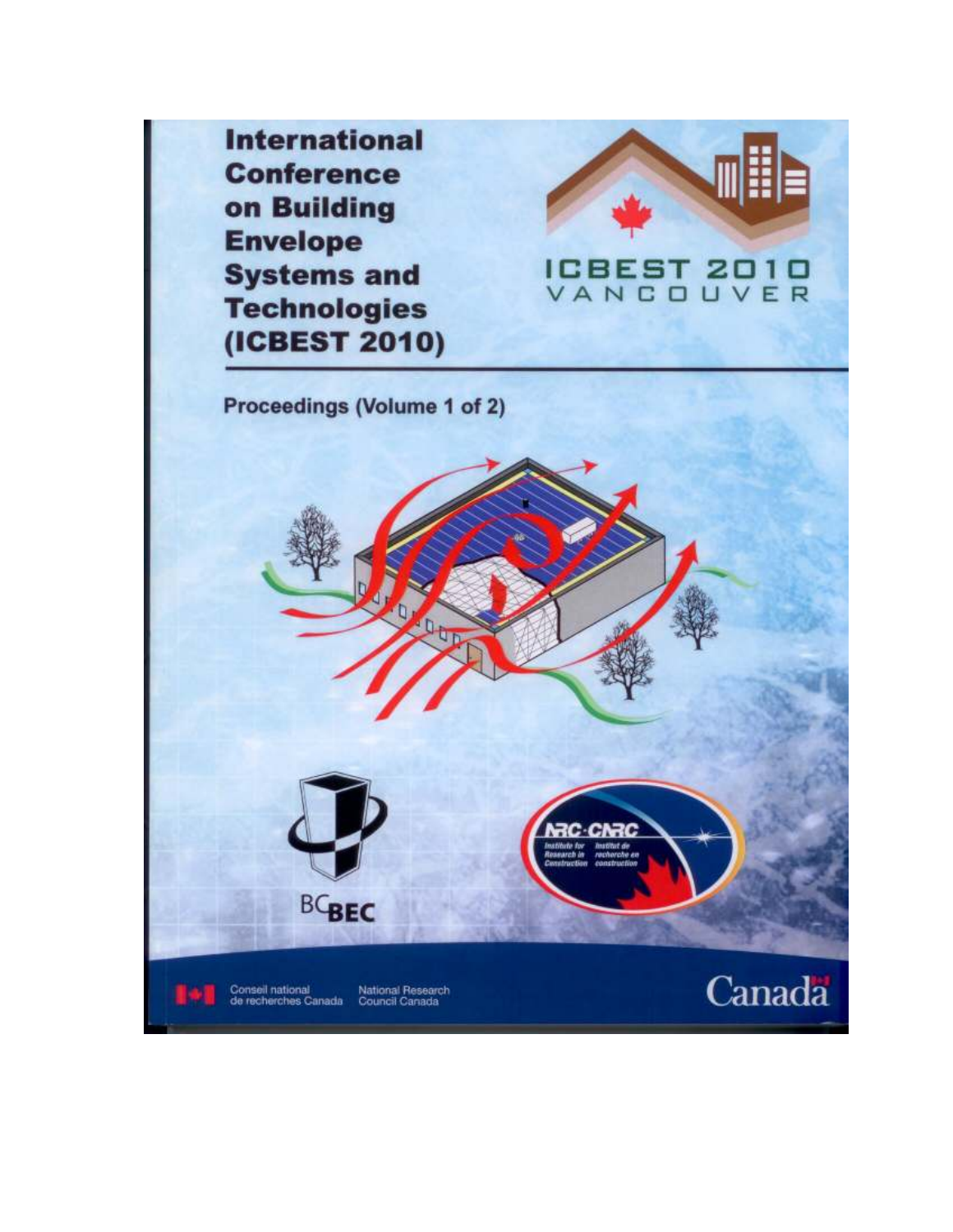# International Conference on Building Envelope Systems and Technologies (ICBEST 2010)

ICBEST 2010
VANCOUVER

## Proceedings (Volume 1 of 2)

BCBEC

NRC·CNRC
Institute for Research in Construction
Institut de recherche en construction

Conseil national de recherches Canada
National Research Council Canada

Canada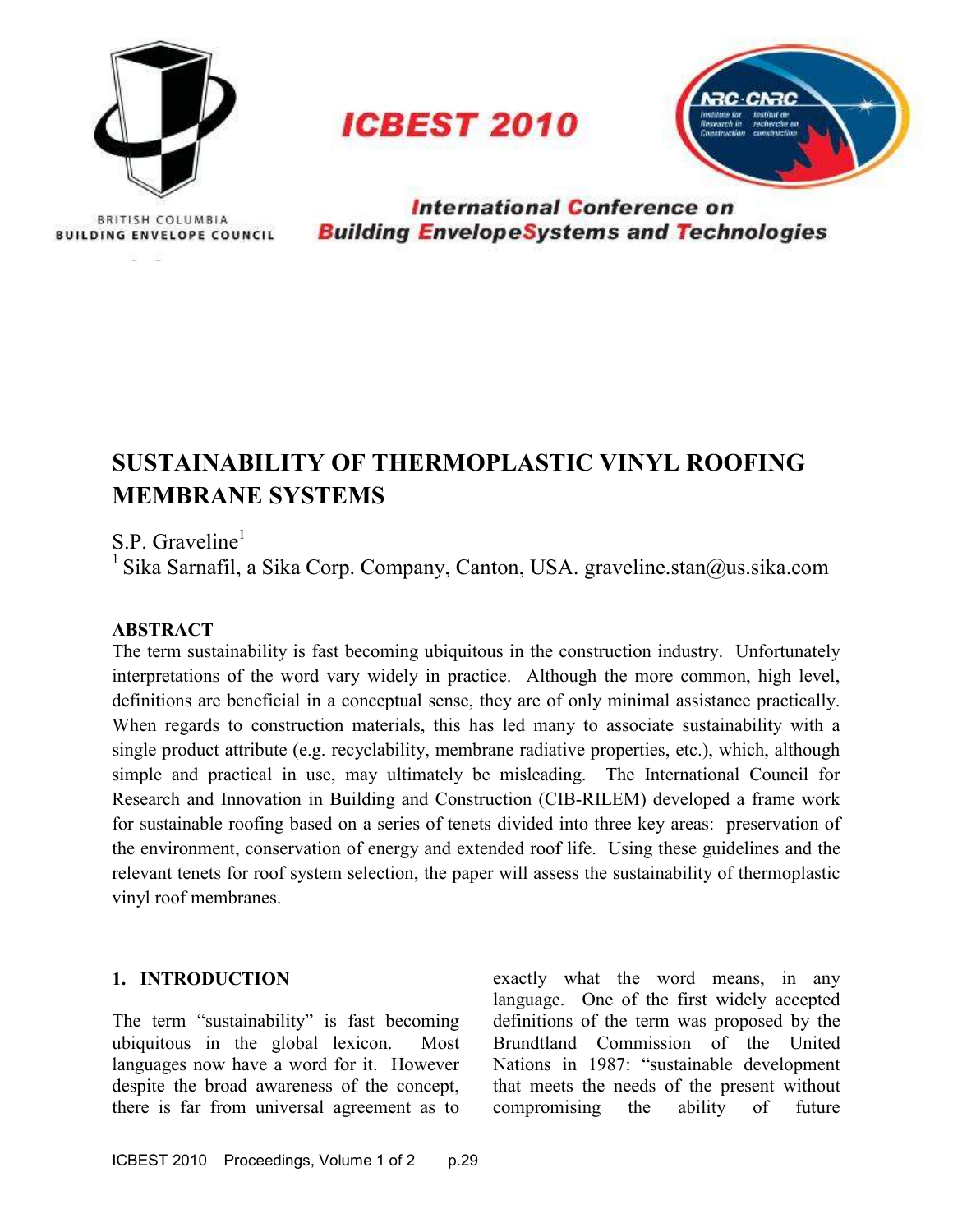# SUSTAINABILITY OF THERMOPLASTIC VINYL ROOFING MEMBRANE SYSTEMS

S.P. Graveline[1]

[1] Sika Sarnafil, a Sika Corp. Company, Canton, USA. graveline.stan@us.sika.com

## ABSTRACT

The term sustainability is fast becoming ubiquitous in the construction industry. Unfortunately interpretations of the word vary widely in practice. Although the more common, high level, definitions are beneficial in a conceptual sense, they are of only minimal assistance practically. When regards to construction materials, this has led many to associate sustainability with a single product attribute (e.g. recyclability, membrane radiative properties, etc.), which, although simple and practical in use, may ultimately be misleading. The International Council for Research and Innovation in Building and Construction (CIB-RILEM) developed a frame work for sustainable roofing based on a series of tenets divided into three key areas: preservation of the environment, conservation of energy and extended roof life. Using these guidelines and the relevant tenets for roof system selection, the paper will assess the sustainability of thermoplastic vinyl roof membranes.

## 1. INTRODUCTION

The term "sustainability" is fast becoming ubiquitous in the global lexicon. Most languages now have a word for it. However despite the broad awareness of the concept, there is far from universal agreement as to exactly what the word means, in any language. One of the first widely accepted definitions of the term was proposed by the Brundtland Commission of the United Nations in 1987: "sustainable development that meets the needs of the present without compromising the ability of future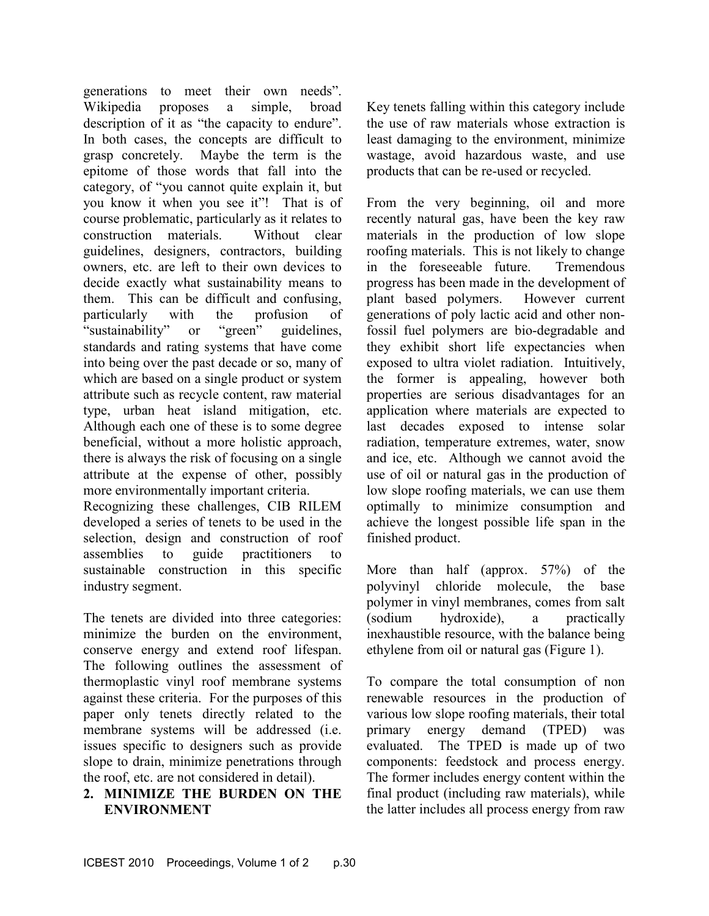generations to meet their own needs". Wikipedia proposes a simple, broad description of it as "the capacity to endure". In both cases, the concepts are difficult to grasp concretely. Maybe the term is the epitome of those words that fall into the category, of "you cannot quite explain it, but you know it when you see it"! That is of course problematic, particularly as it relates to construction materials. Without clear guidelines, designers, contractors, building owners, etc. are left to their own devices to decide exactly what sustainability means to them. This can be difficult and confusing, particularly with the profusion of "sustainability" or "green" guidelines, standards and rating systems that have come into being over the past decade or so, many of which are based on a single product or system attribute such as recycle content, raw material type, urban heat island mitigation, etc. Although each one of these is to some degree beneficial, without a more holistic approach, there is always the risk of focusing on a single attribute at the expense of other, possibly more environmentally important criteria.

Recognizing these challenges, CIB RILEM developed a series of tenets to be used in the selection, design and construction of roof assemblies to guide practitioners to sustainable construction in this specific industry segment.

The tenets are divided into three categories: minimize the burden on the environment, conserve energy and extend roof lifespan. The following outlines the assessment of thermoplastic vinyl roof membrane systems against these criteria. For the purposes of this paper only tenets directly related to the membrane systems will be addressed (i.e. issues specific to designers such as provide slope to drain, minimize penetrations through the roof, etc. are not considered in detail).

## 2. MINIMIZE THE BURDEN ON THE ENVIRONMENT

Key tenets falling within this category include the use of raw materials whose extraction is least damaging to the environment, minimize wastage, avoid hazardous waste, and use products that can be re-used or recycled.

From the very beginning, oil and more recently natural gas, have been the key raw materials in the production of low slope roofing materials. This is not likely to change in the foreseeable future. Tremendous progress has been made in the development of plant based polymers. However current generations of poly lactic acid and other non-fossil fuel polymers are bio-degradable and they exhibit short life expectancies when exposed to ultra violet radiation. Intuitively, the former is appealing, however both properties are serious disadvantages for an application where materials are expected to last decades exposed to intense solar radiation, temperature extremes, water, snow and ice, etc. Although we cannot avoid the use of oil or natural gas in the production of low slope roofing materials, we can use them optimally to minimize consumption and achieve the longest possible life span in the finished product.

More than half (approx. 57%) of the polyvinyl chloride molecule, the base polymer in vinyl membranes, comes from salt (sodium hydroxide), a practically inexhaustible resource, with the balance being ethylene from oil or natural gas (Figure 1).

To compare the total consumption of non renewable resources in the production of various low slope roofing materials, their total primary energy demand (TPED) was evaluated. The TPED is made up of two components: feedstock and process energy. The former includes energy content within the final product (including raw materials), while the latter includes all process energy from raw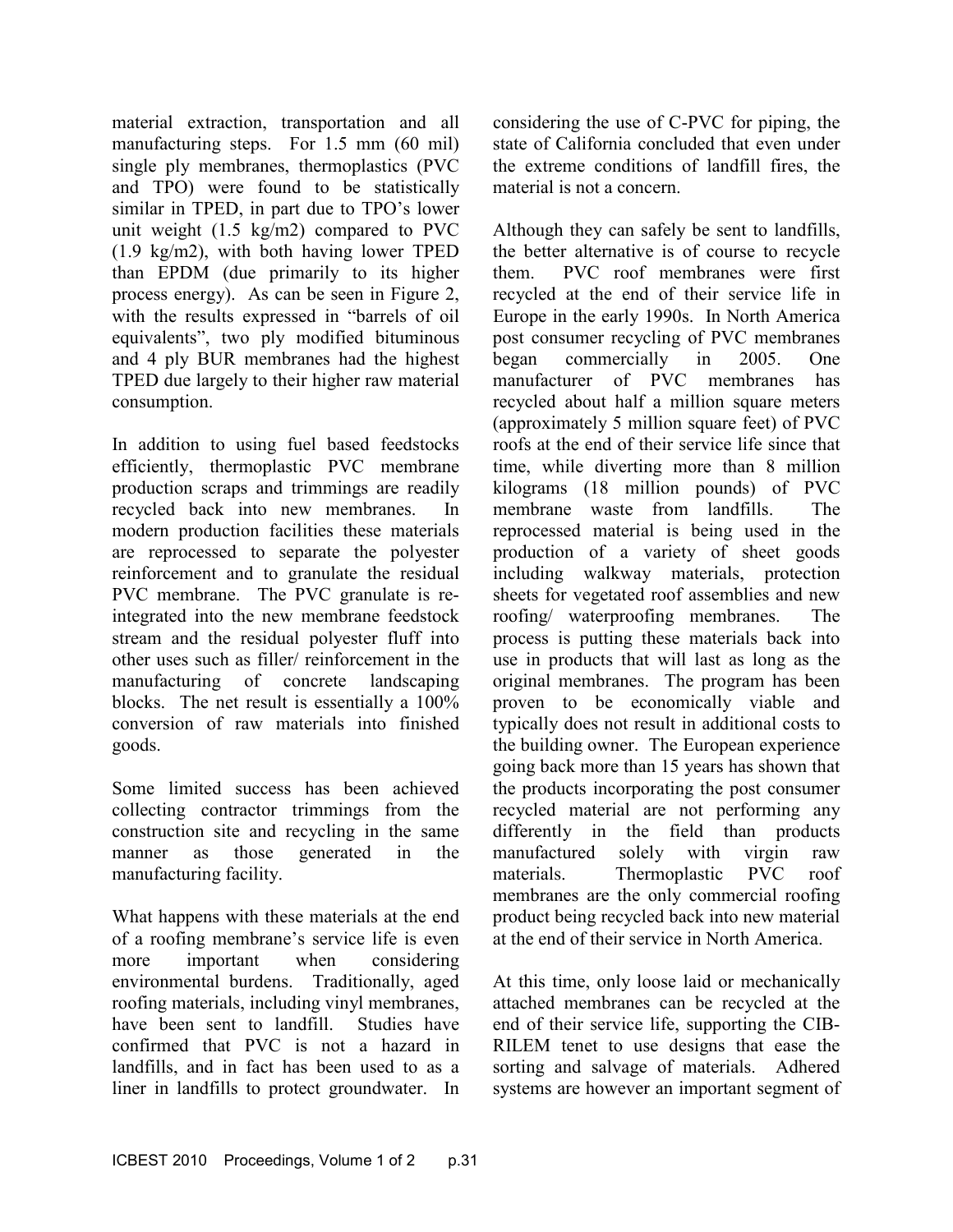material extraction, transportation and all manufacturing steps. For 1.5 mm (60 mil) single ply membranes, thermoplastics (PVC and TPO) were found to be statistically similar in TPED, in part due to TPO's lower unit weight (1.5 kg/m2) compared to PVC (1.9 kg/m2), with both having lower TPED than EPDM (due primarily to its higher process energy). As can be seen in Figure 2, with the results expressed in "barrels of oil equivalents", two ply modified bituminous and 4 ply BUR membranes had the highest TPED due largely to their higher raw material consumption.

In addition to using fuel based feedstocks efficiently, thermoplastic PVC membrane production scraps and trimmings are readily recycled back into new membranes. In modern production facilities these materials are reprocessed to separate the polyester reinforcement and to granulate the residual PVC membrane. The PVC granulate is re-integrated into the new membrane feedstock stream and the residual polyester fluff into other uses such as filler/ reinforcement in the manufacturing of concrete landscaping blocks. The net result is essentially a 100% conversion of raw materials into finished goods.

Some limited success has been achieved collecting contractor trimmings from the construction site and recycling in the same manner as those generated in the manufacturing facility.

What happens with these materials at the end of a roofing membrane's service life is even more important when considering environmental burdens. Traditionally, aged roofing materials, including vinyl membranes, have been sent to landfill. Studies have confirmed that PVC is not a hazard in landfills, and in fact has been used to as a liner in landfills to protect groundwater. In considering the use of C-PVC for piping, the state of California concluded that even under the extreme conditions of landfill fires, the material is not a concern.

Although they can safely be sent to landfills, the better alternative is of course to recycle them. PVC roof membranes were first recycled at the end of their service life in Europe in the early 1990s. In North America post consumer recycling of PVC membranes began commercially in 2005. One manufacturer of PVC membranes has recycled about half a million square meters (approximately 5 million square feet) of PVC roofs at the end of their service life since that time, while diverting more than 8 million kilograms (18 million pounds) of PVC membrane waste from landfills. The reprocessed material is being used in the production of a variety of sheet goods including walkway materials, protection sheets for vegetated roof assemblies and new roofing/ waterproofing membranes. The process is putting these materials back into use in products that will last as long as the original membranes. The program has been proven to be economically viable and typically does not result in additional costs to the building owner. The European experience going back more than 15 years has shown that the products incorporating the post consumer recycled material are not performing any differently in the field than products manufactured solely with virgin raw materials. Thermoplastic PVC roof membranes are the only commercial roofing product being recycled back into new material at the end of their service in North America.

At this time, only loose laid or mechanically attached membranes can be recycled at the end of their service life, supporting the CIB-RILEM tenet to use designs that ease the sorting and salvage of materials. Adhered systems are however an important segment of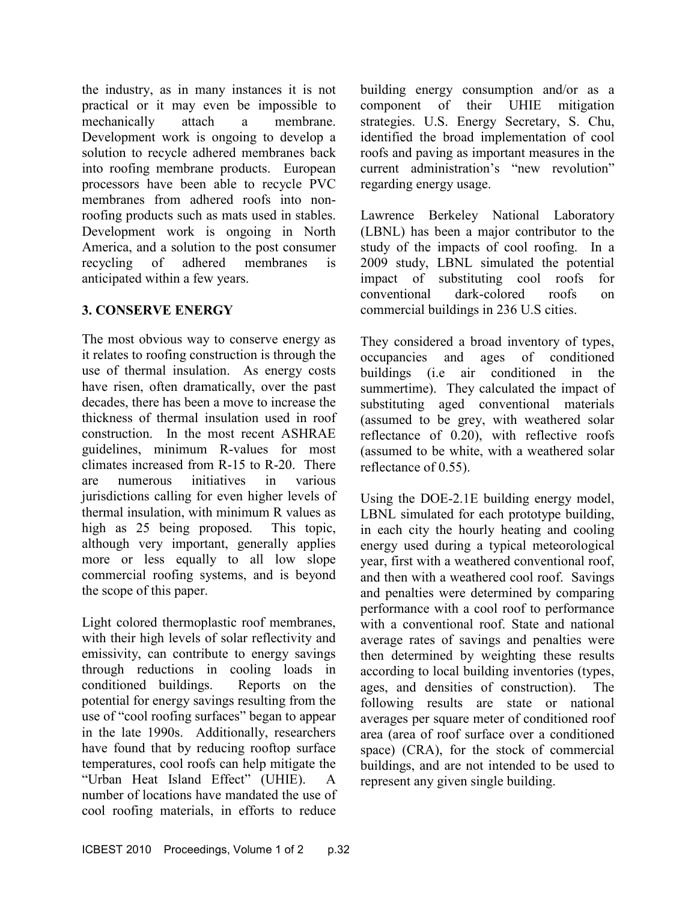the industry, as in many instances it is not practical or it may even be impossible to mechanically attach a membrane. Development work is ongoing to develop a solution to recycle adhered membranes back into roofing membrane products. European processors have been able to recycle PVC membranes from adhered roofs into non-roofing products such as mats used in stables. Development work is ongoing in North America, and a solution to the post consumer recycling of adhered membranes is anticipated within a few years.

## 3. CONSERVE ENERGY

The most obvious way to conserve energy as it relates to roofing construction is through the use of thermal insulation. As energy costs have risen, often dramatically, over the past decades, there has been a move to increase the thickness of thermal insulation used in roof construction. In the most recent ASHRAE guidelines, minimum R-values for most climates increased from R-15 to R-20. There are numerous initiatives in various jurisdictions calling for even higher levels of thermal insulation, with minimum R values as high as 25 being proposed. This topic, although very important, generally applies more or less equally to all low slope commercial roofing systems, and is beyond the scope of this paper.

Light colored thermoplastic roof membranes, with their high levels of solar reflectivity and emissivity, can contribute to energy savings through reductions in cooling loads in conditioned buildings. Reports on the potential for energy savings resulting from the use of "cool roofing surfaces" began to appear in the late 1990s. Additionally, researchers have found that by reducing rooftop surface temperatures, cool roofs can help mitigate the "Urban Heat Island Effect" (UHIE). A number of locations have mandated the use of cool roofing materials, in efforts to reduce building energy consumption and/or as a component of their UHIE mitigation strategies. U.S. Energy Secretary, S. Chu, identified the broad implementation of cool roofs and paving as important measures in the current administration's "new revolution" regarding energy usage.

Lawrence Berkeley National Laboratory (LBNL) has been a major contributor to the study of the impacts of cool roofing. In a 2009 study, LBNL simulated the potential impact of substituting cool roofs for conventional dark-colored roofs on commercial buildings in 236 U.S cities.

They considered a broad inventory of types, occupancies and ages of conditioned buildings (i.e air conditioned in the summertime). They calculated the impact of substituting aged conventional materials (assumed to be grey, with weathered solar reflectance of 0.20), with reflective roofs (assumed to be white, with a weathered solar reflectance of 0.55).

Using the DOE-2.1E building energy model, LBNL simulated for each prototype building, in each city the hourly heating and cooling energy used during a typical meteorological year, first with a weathered conventional roof, and then with a weathered cool roof. Savings and penalties were determined by comparing performance with a cool roof to performance with a conventional roof. State and national average rates of savings and penalties were then determined by weighting these results according to local building inventories (types, ages, and densities of construction). The following results are state or national averages per square meter of conditioned roof area (area of roof surface over a conditioned space) (CRA), for the stock of commercial buildings, and are not intended to be used to represent any given single building.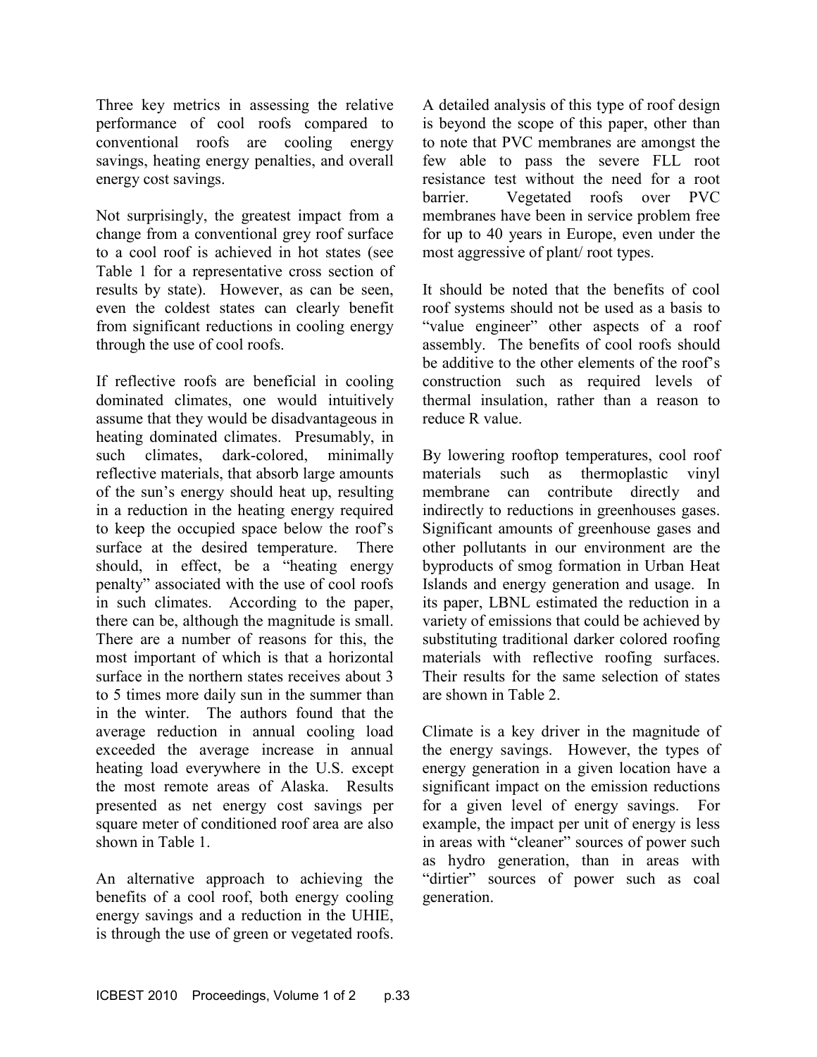Three key metrics in assessing the relative performance of cool roofs compared to conventional roofs are cooling energy savings, heating energy penalties, and overall energy cost savings.

Not surprisingly, the greatest impact from a change from a conventional grey roof surface to a cool roof is achieved in hot states (see Table 1 for a representative cross section of results by state). However, as can be seen, even the coldest states can clearly benefit from significant reductions in cooling energy through the use of cool roofs.

If reflective roofs are beneficial in cooling dominated climates, one would intuitively assume that they would be disadvantageous in heating dominated climates. Presumably, in such climates, dark-colored, minimally reflective materials, that absorb large amounts of the sun's energy should heat up, resulting in a reduction in the heating energy required to keep the occupied space below the roof's surface at the desired temperature. There should, in effect, be a "heating energy penalty" associated with the use of cool roofs in such climates. According to the paper, there can be, although the magnitude is small. There are a number of reasons for this, the most important of which is that a horizontal surface in the northern states receives about 3 to 5 times more daily sun in the summer than in the winter. The authors found that the average reduction in annual cooling load exceeded the average increase in annual heating load everywhere in the U.S. except the most remote areas of Alaska. Results presented as net energy cost savings per square meter of conditioned roof area are also shown in Table 1.

An alternative approach to achieving the benefits of a cool roof, both energy cooling energy savings and a reduction in the UHIE, is through the use of green or vegetated roofs. A detailed analysis of this type of roof design is beyond the scope of this paper, other than to note that PVC membranes are amongst the few able to pass the severe FLL root resistance test without the need for a root barrier. Vegetated roofs over PVC membranes have been in service problem free for up to 40 years in Europe, even under the most aggressive of plant/ root types.

It should be noted that the benefits of cool roof systems should not be used as a basis to "value engineer" other aspects of a roof assembly. The benefits of cool roofs should be additive to the other elements of the roof's construction such as required levels of thermal insulation, rather than a reason to reduce R value.

By lowering rooftop temperatures, cool roof materials such as thermoplastic vinyl membrane can contribute directly and indirectly to reductions in greenhouses gases. Significant amounts of greenhouse gases and other pollutants in our environment are the byproducts of smog formation in Urban Heat Islands and energy generation and usage. In its paper, LBNL estimated the reduction in a variety of emissions that could be achieved by substituting traditional darker colored roofing materials with reflective roofing surfaces. Their results for the same selection of states are shown in Table 2.

Climate is a key driver in the magnitude of the energy savings. However, the types of energy generation in a given location have a significant impact on the emission reductions for a given level of energy savings. For example, the impact per unit of energy is less in areas with "cleaner" sources of power such as hydro generation, than in areas with "dirtier" sources of power such as coal generation.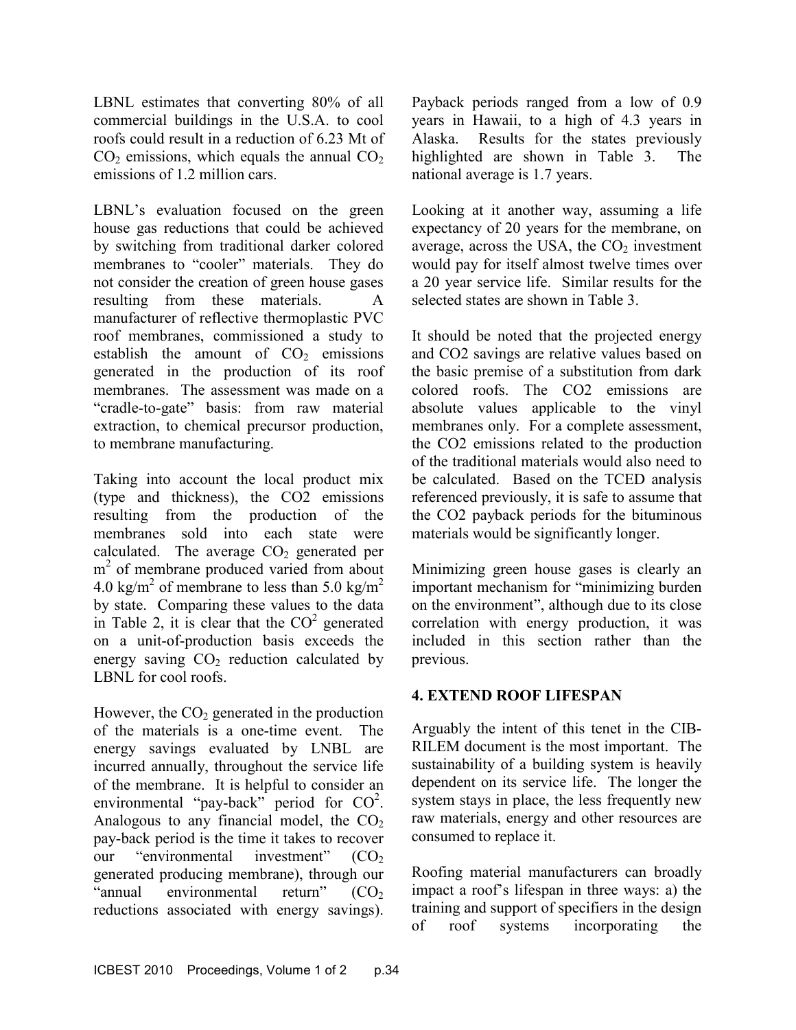LBNL estimates that converting 80% of all commercial buildings in the U.S.A. to cool roofs could result in a reduction of 6.23 Mt of $CO_2$ emissions, which equals the annual $CO_2$ emissions of 1.2 million cars.

LBNL's evaluation focused on the green house gas reductions that could be achieved by switching from traditional darker colored membranes to "cooler" materials. They do not consider the creation of green house gases resulting from these materials. A manufacturer of reflective thermoplastic PVC roof membranes, commissioned a study to establish the amount of $CO_2$ emissions generated in the production of its roof membranes. The assessment was made on a "cradle-to-gate" basis: from raw material extraction, to chemical precursor production, to membrane manufacturing.

Taking into account the local product mix (type and thickness), the CO2 emissions resulting from the production of the membranes sold into each state were calculated. The average $CO_2$ generated per $m^2$ of membrane produced varied from about 4.0 $kg/m^2$ of membrane to less than 5.0 $kg/m^2$ by state. Comparing these values to the data in Table 2, it is clear that the $CO^2$ generated on a unit-of-production basis exceeds the energy saving $CO_2$ reduction calculated by LBNL for cool roofs.

However, the $CO_2$ generated in the production of the materials is a one-time event. The energy savings evaluated by LNBL are incurred annually, throughout the service life of the membrane. It is helpful to consider an environmental "pay-back" period for $CO^2$. Analogous to any financial model, the $CO_2$ pay-back period is the time it takes to recover our "environmental investment" ($CO_2$ generated producing membrane), through our "annual environmental return" ($CO_2$ reductions associated with energy savings). Payback periods ranged from a low of 0.9 years in Hawaii, to a high of 4.3 years in Alaska. Results for the states previously highlighted are shown in Table 3. The national average is 1.7 years.

Looking at it another way, assuming a life expectancy of 20 years for the membrane, on average, across the USA, the $CO_2$ investment would pay for itself almost twelve times over a 20 year service life. Similar results for the selected states are shown in Table 3.

It should be noted that the projected energy and CO2 savings are relative values based on the basic premise of a substitution from dark colored roofs. The CO2 emissions are absolute values applicable to the vinyl membranes only. For a complete assessment, the CO2 emissions related to the production of the traditional materials would also need to be calculated. Based on the TCED analysis referenced previously, it is safe to assume that the CO2 payback periods for the bituminous materials would be significantly longer.

Minimizing green house gases is clearly an important mechanism for "minimizing burden on the environment", although due to its close correlation with energy production, it was included in this section rather than the previous.

## 4. EXTEND ROOF LIFESPAN

Arguably the intent of this tenet in the CIB-RILEM document is the most important. The sustainability of a building system is heavily dependent on its service life. The longer the system stays in place, the less frequently new raw materials, energy and other resources are consumed to replace it.

Roofing material manufacturers can broadly impact a roof's lifespan in three ways: a) the training and support of specifiers in the design of roof systems incorporating the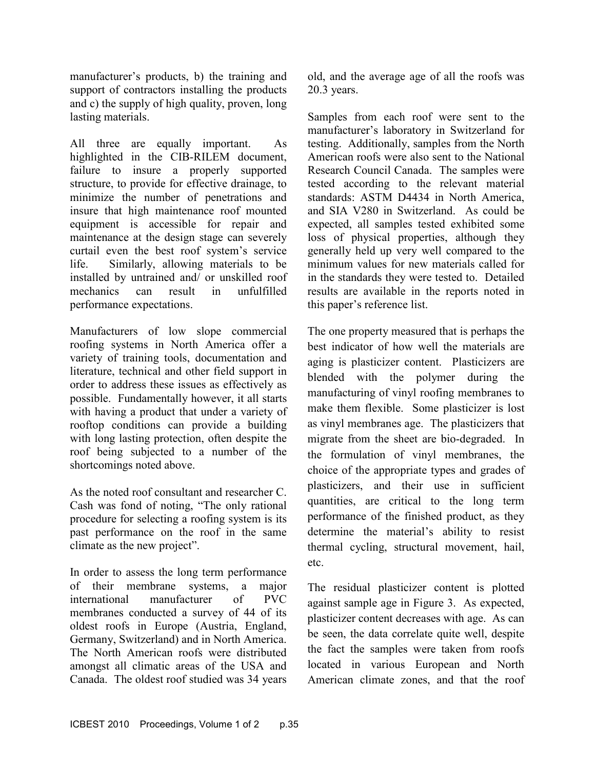manufacturer's products, b) the training and support of contractors installing the products and c) the supply of high quality, proven, long lasting materials.

All three are equally important. As highlighted in the CIB-RILEM document, failure to insure a properly supported structure, to provide for effective drainage, to minimize the number of penetrations and insure that high maintenance roof mounted equipment is accessible for repair and maintenance at the design stage can severely curtail even the best roof system's service life. Similarly, allowing materials to be installed by untrained and/ or unskilled roof mechanics can result in unfulfilled performance expectations.

Manufacturers of low slope commercial roofing systems in North America offer a variety of training tools, documentation and literature, technical and other field support in order to address these issues as effectively as possible. Fundamentally however, it all starts with having a product that under a variety of rooftop conditions can provide a building with long lasting protection, often despite the roof being subjected to a number of the shortcomings noted above.

As the noted roof consultant and researcher C. Cash was fond of noting, "The only rational procedure for selecting a roofing system is its past performance on the roof in the same climate as the new project".

In order to assess the long term performance of their membrane systems, a major international manufacturer of PVC membranes conducted a survey of 44 of its oldest roofs in Europe (Austria, England, Germany, Switzerland) and in North America. The North American roofs were distributed amongst all climatic areas of the USA and Canada. The oldest roof studied was 34 years old, and the average age of all the roofs was 20.3 years.

Samples from each roof were sent to the manufacturer's laboratory in Switzerland for testing. Additionally, samples from the North American roofs were also sent to the National Research Council Canada. The samples were tested according to the relevant material standards: ASTM D4434 in North America, and SIA V280 in Switzerland. As could be expected, all samples tested exhibited some loss of physical properties, although they generally held up very well compared to the minimum values for new materials called for in the standards they were tested to. Detailed results are available in the reports noted in this paper's reference list.

The one property measured that is perhaps the best indicator of how well the materials are aging is plasticizer content. Plasticizers are blended with the polymer during the manufacturing of vinyl roofing membranes to make them flexible. Some plasticizer is lost as vinyl membranes age. The plasticizers that migrate from the sheet are bio-degraded. In the formulation of vinyl membranes, the choice of the appropriate types and grades of plasticizers, and their use in sufficient quantities, are critical to the long term performance of the finished product, as they determine the material's ability to resist thermal cycling, structural movement, hail, etc.

The residual plasticizer content is plotted against sample age in Figure 3. As expected, plasticizer content decreases with age. As can be seen, the data correlate quite well, despite the fact the samples were taken from roofs located in various European and North American climate zones, and that the roof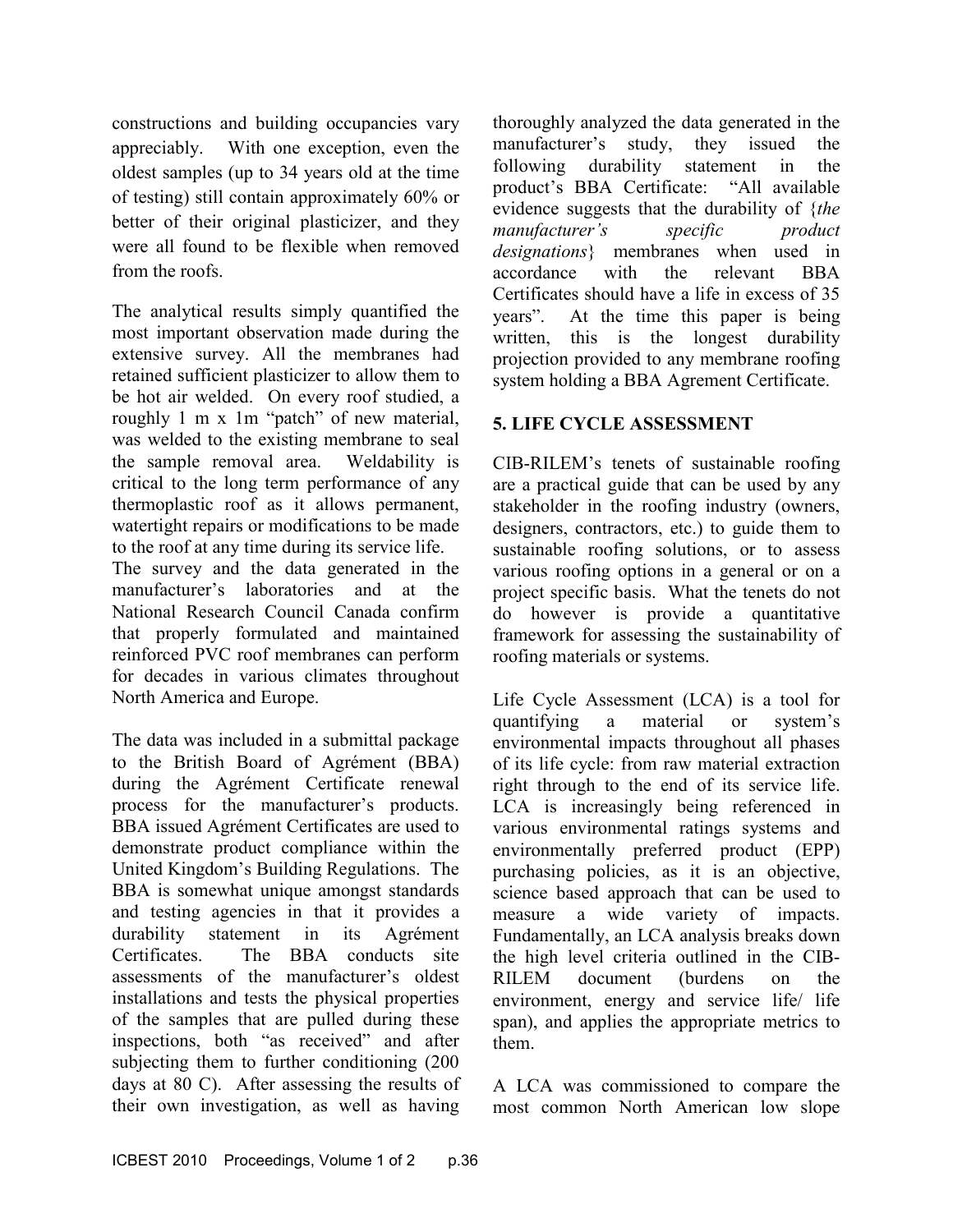constructions and building occupancies vary appreciably. With one exception, even the oldest samples (up to 34 years old at the time of testing) still contain approximately 60% or better of their original plasticizer, and they were all found to be flexible when removed from the roofs.

The analytical results simply quantified the most important observation made during the extensive survey. All the membranes had retained sufficient plasticizer to allow them to be hot air welded. On every roof studied, a roughly 1 m x 1m "patch" of new material, was welded to the existing membrane to seal the sample removal area. Weldability is critical to the long term performance of any thermoplastic roof as it allows permanent, watertight repairs or modifications to be made to the roof at any time during its service life. The survey and the data generated in the manufacturer's laboratories and at the National Research Council Canada confirm that properly formulated and maintained reinforced PVC roof membranes can perform for decades in various climates throughout North America and Europe.

The data was included in a submittal package to the British Board of Agrément (BBA) during the Agrément Certificate renewal process for the manufacturer's products. BBA issued Agrément Certificates are used to demonstrate product compliance within the United Kingdom's Building Regulations. The BBA is somewhat unique amongst standards and testing agencies in that it provides a durability statement in its Agrément Certificates. The BBA conducts site assessments of the manufacturer's oldest installations and tests the physical properties of the samples that are pulled during these inspections, both "as received" and after subjecting them to further conditioning (200 days at 80 C). After assessing the results of their own investigation, as well as having thoroughly analyzed the data generated in the manufacturer's study, they issued the following durability statement in the product's BBA Certificate: "All available evidence suggests that the durability of {*the manufacturer's specific product designations*} membranes when used in accordance with the relevant BBA Certificates should have a life in excess of 35 years". At the time this paper is being written, this is the longest durability projection provided to any membrane roofing system holding a BBA Agrement Certificate.

## 5. LIFE CYCLE ASSESSMENT

CIB-RILEM's tenets of sustainable roofing are a practical guide that can be used by any stakeholder in the roofing industry (owners, designers, contractors, etc.) to guide them to sustainable roofing solutions, or to assess various roofing options in a general or on a project specific basis. What the tenets do not do however is provide a quantitative framework for assessing the sustainability of roofing materials or systems.

Life Cycle Assessment (LCA) is a tool for quantifying a material or system's environmental impacts throughout all phases of its life cycle: from raw material extraction right through to the end of its service life. LCA is increasingly being referenced in various environmental ratings systems and environmentally preferred product (EPP) purchasing policies, as it is an objective, science based approach that can be used to measure a wide variety of impacts. Fundamentally, an LCA analysis breaks down the high level criteria outlined in the CIB-RILEM document (burdens on the environment, energy and service life/ life span), and applies the appropriate metrics to them.

A LCA was commissioned to compare the most common North American low slope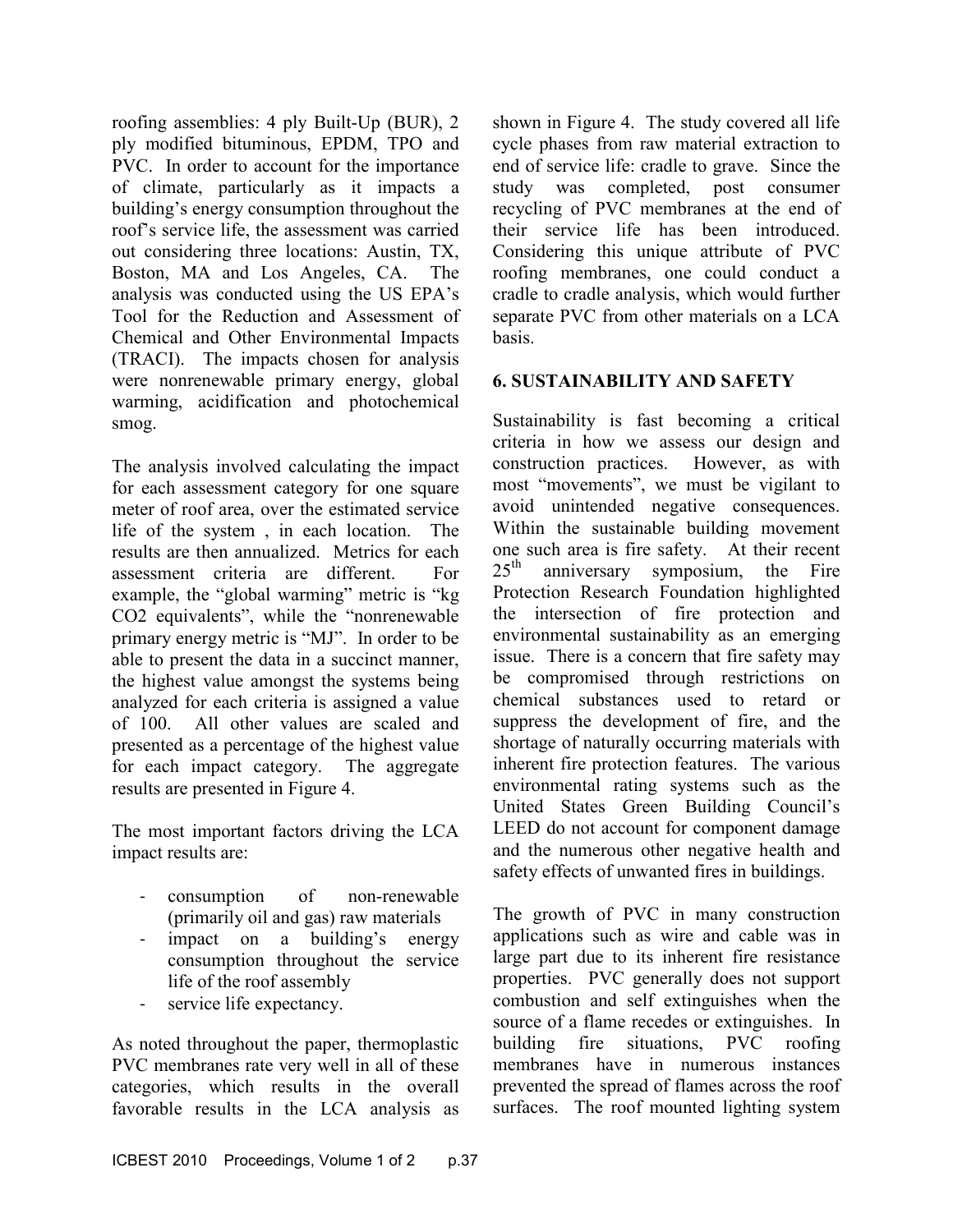roofing assemblies: 4 ply Built-Up (BUR), 2 ply modified bituminous, EPDM, TPO and PVC. In order to account for the importance of climate, particularly as it impacts a building's energy consumption throughout the roof's service life, the assessment was carried out considering three locations: Austin, TX, Boston, MA and Los Angeles, CA. The analysis was conducted using the US EPA's Tool for the Reduction and Assessment of Chemical and Other Environmental Impacts (TRACI). The impacts chosen for analysis were nonrenewable primary energy, global warming, acidification and photochemical smog.

The analysis involved calculating the impact for each assessment category for one square meter of roof area, over the estimated service life of the system , in each location. The results are then annualized. Metrics for each assessment criteria are different. For example, the "global warming" metric is "kg CO2 equivalents", while the "nonrenewable primary energy metric is "MJ". In order to be able to present the data in a succinct manner, the highest value amongst the systems being analyzed for each criteria is assigned a value of 100. All other values are scaled and presented as a percentage of the highest value for each impact category. The aggregate results are presented in Figure 4.

The most important factors driving the LCA impact results are:

- consumption of non-renewable (primarily oil and gas) raw materials
- impact on a building's energy consumption throughout the service life of the roof assembly
- service life expectancy.

As noted throughout the paper, thermoplastic PVC membranes rate very well in all of these categories, which results in the overall favorable results in the LCA analysis as shown in Figure 4. The study covered all life cycle phases from raw material extraction to end of service life: cradle to grave. Since the study was completed, post consumer recycling of PVC membranes at the end of their service life has been introduced. Considering this unique attribute of PVC roofing membranes, one could conduct a cradle to cradle analysis, which would further separate PVC from other materials on a LCA basis.

## 6. SUSTAINABILITY AND SAFETY

Sustainability is fast becoming a critical criteria in how we assess our design and construction practices. However, as with most "movements", we must be vigilant to avoid unintended negative consequences. Within the sustainable building movement one such area is fire safety. At their recent 25th anniversary symposium, the Fire Protection Research Foundation highlighted the intersection of fire protection and environmental sustainability as an emerging issue. There is a concern that fire safety may be compromised through restrictions on chemical substances used to retard or suppress the development of fire, and the shortage of naturally occurring materials with inherent fire protection features. The various environmental rating systems such as the United States Green Building Council's LEED do not account for component damage and the numerous other negative health and safety effects of unwanted fires in buildings.

The growth of PVC in many construction applications such as wire and cable was in large part due to its inherent fire resistance properties. PVC generally does not support combustion and self extinguishes when the source of a flame recedes or extinguishes. In building fire situations, PVC roofing membranes have in numerous instances prevented the spread of flames across the roof surfaces. The roof mounted lighting system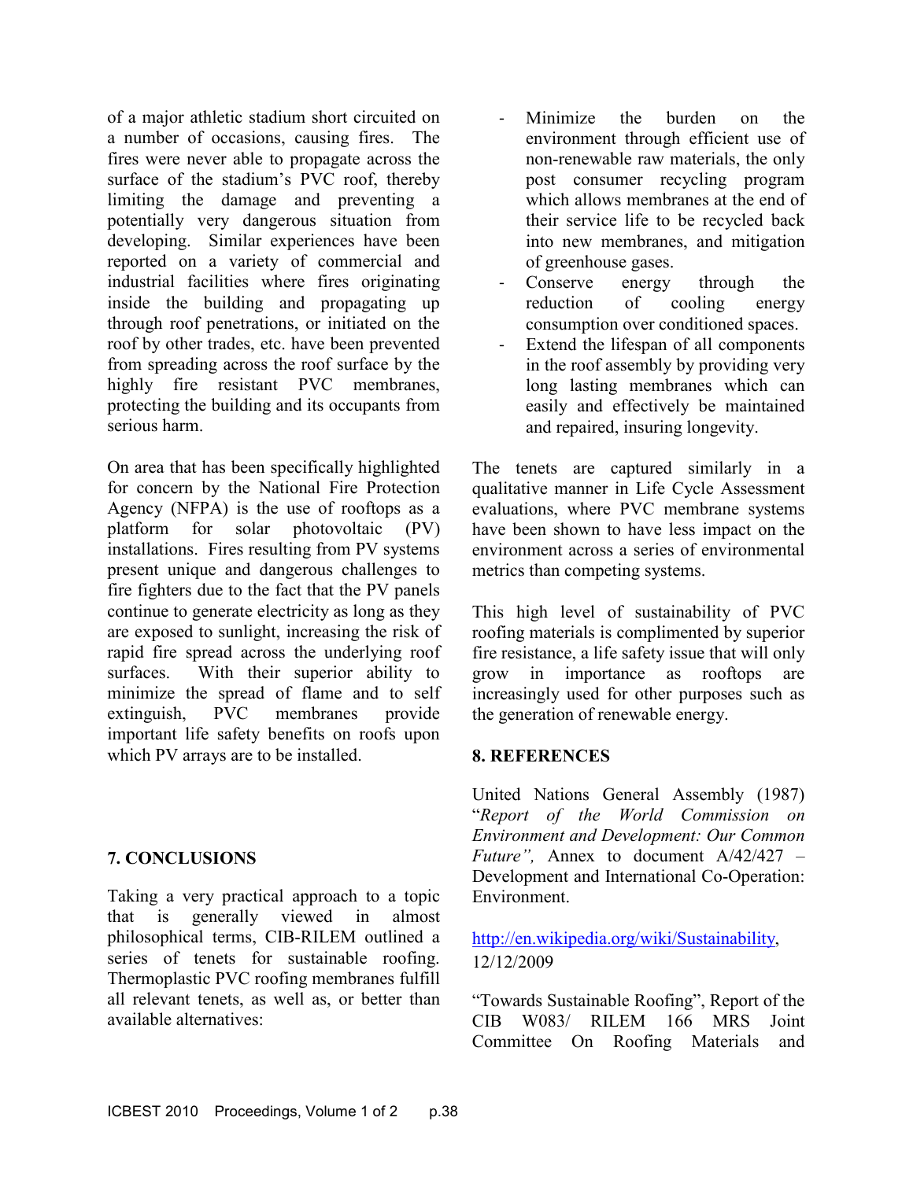of a major athletic stadium short circuited on a number of occasions, causing fires. The fires were never able to propagate across the surface of the stadium's PVC roof, thereby limiting the damage and preventing a potentially very dangerous situation from developing. Similar experiences have been reported on a variety of commercial and industrial facilities where fires originating inside the building and propagating up through roof penetrations, or initiated on the roof by other trades, etc. have been prevented from spreading across the roof surface by the highly fire resistant PVC membranes, protecting the building and its occupants from serious harm.

On area that has been specifically highlighted for concern by the National Fire Protection Agency (NFPA) is the use of rooftops as a platform for solar photovoltaic (PV) installations. Fires resulting from PV systems present unique and dangerous challenges to fire fighters due to the fact that the PV panels continue to generate electricity as long as they are exposed to sunlight, increasing the risk of rapid fire spread across the underlying roof surfaces. With their superior ability to minimize the spread of flame and to self extinguish, PVC membranes provide important life safety benefits on roofs upon which PV arrays are to be installed.

## 7. CONCLUSIONS

Taking a very practical approach to a topic that is generally viewed in almost philosophical terms, CIB-RILEM outlined a series of tenets for sustainable roofing. Thermoplastic PVC roofing membranes fulfill all relevant tenets, as well as, or better than available alternatives:

- Minimize the burden on the environment through efficient use of non-renewable raw materials, the only post consumer recycling program which allows membranes at the end of their service life to be recycled back into new membranes, and mitigation of greenhouse gases.
- Conserve energy through the reduction of cooling energy consumption over conditioned spaces.
- Extend the lifespan of all components in the roof assembly by providing very long lasting membranes which can easily and effectively be maintained and repaired, insuring longevity.

The tenets are captured similarly in a qualitative manner in Life Cycle Assessment evaluations, where PVC membrane systems have been shown to have less impact on the environment across a series of environmental metrics than competing systems.

This high level of sustainability of PVC roofing materials is complimented by superior fire resistance, a life safety issue that will only grow in importance as rooftops are increasingly used for other purposes such as the generation of renewable energy.

## 8. REFERENCES

United Nations General Assembly (1987) "*Report of the World Commission on Environment and Development: Our Common Future",* Annex to document A/42/427 – Development and International Co-Operation: Environment.

http://en.wikipedia.org/wiki/Sustainability, 12/12/2009

"Towards Sustainable Roofing", Report of the CIB W083/ RILEM 166 MRS Joint Committee On Roofing Materials and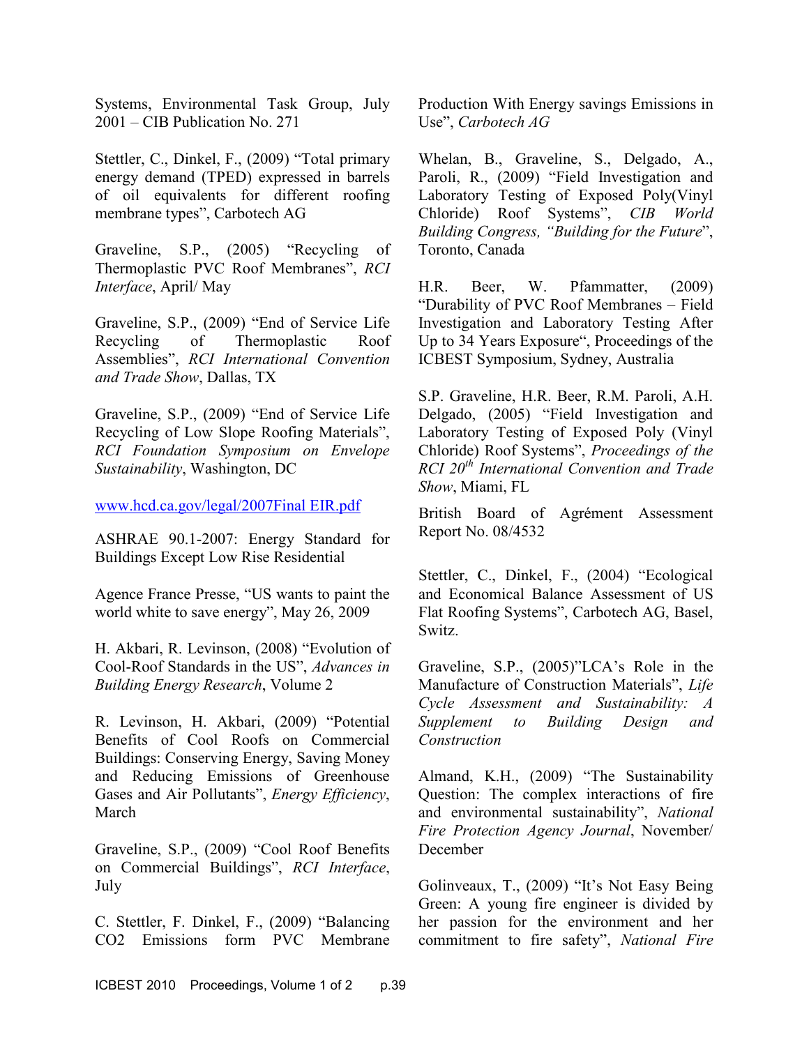Systems, Environmental Task Group, July 2001 – CIB Publication No. 271

Stettler, C., Dinkel, F., (2009) "Total primary energy demand (TPED) expressed in barrels of oil equivalents for different roofing membrane types", Carbotech AG

Graveline, S.P., (2005) "Recycling of Thermoplastic PVC Roof Membranes", *RCI Interface*, April/ May

Graveline, S.P., (2009) "End of Service Life Recycling of Thermoplastic Roof Assemblies", *RCI International Convention and Trade Show*, Dallas, TX

Graveline, S.P., (2009) "End of Service Life Recycling of Low Slope Roofing Materials", *RCI Foundation Symposium on Envelope Sustainability*, Washington, DC

www.hcd.ca.gov/legal/2007Final EIR.pdf

ASHRAE 90.1-2007: Energy Standard for Buildings Except Low Rise Residential

Agence France Presse, "US wants to paint the world white to save energy", May 26, 2009

H. Akbari, R. Levinson, (2008) "Evolution of Cool-Roof Standards in the US", *Advances in Building Energy Research*, Volume 2

R. Levinson, H. Akbari, (2009) "Potential Benefits of Cool Roofs on Commercial Buildings: Conserving Energy, Saving Money and Reducing Emissions of Greenhouse Gases and Air Pollutants", *Energy Efficiency*, March

Graveline, S.P., (2009) "Cool Roof Benefits on Commercial Buildings", *RCI Interface*, July

C. Stettler, F. Dinkel, F., (2009) "Balancing CO2 Emissions form PVC Membrane Production With Energy savings Emissions in Use", *Carbotech AG*

Whelan, B., Graveline, S., Delgado, A., Paroli, R., (2009) "Field Investigation and Laboratory Testing of Exposed Poly(Vinyl Chloride) Roof Systems", *CIB World Building Congress, "Building for the Future*", Toronto, Canada

H.R. Beer, W. Pfammatter, (2009) "Durability of PVC Roof Membranes – Field Investigation and Laboratory Testing After Up to 34 Years Exposure", Proceedings of the ICBEST Symposium, Sydney, Australia

S.P. Graveline, H.R. Beer, R.M. Paroli, A.H. Delgado, (2005) "Field Investigation and Laboratory Testing of Exposed Poly (Vinyl Chloride) Roof Systems", *Proceedings of the RCI 20th International Convention and Trade Show*, Miami, FL

British Board of Agrément Assessment Report No. 08/4532

Stettler, C., Dinkel, F., (2004) "Ecological and Economical Balance Assessment of US Flat Roofing Systems", Carbotech AG, Basel, Switz.

Graveline, S.P., (2005)"LCA's Role in the Manufacture of Construction Materials", *Life Cycle Assessment and Sustainability: A Supplement to Building Design and Construction*

Almand, K.H., (2009) "The Sustainability Question: The complex interactions of fire and environmental sustainability", *National Fire Protection Agency Journal*, November/ December

Golinveaux, T., (2009) "It's Not Easy Being Green: A young fire engineer is divided by her passion for the environment and her commitment to fire safety", *National Fire*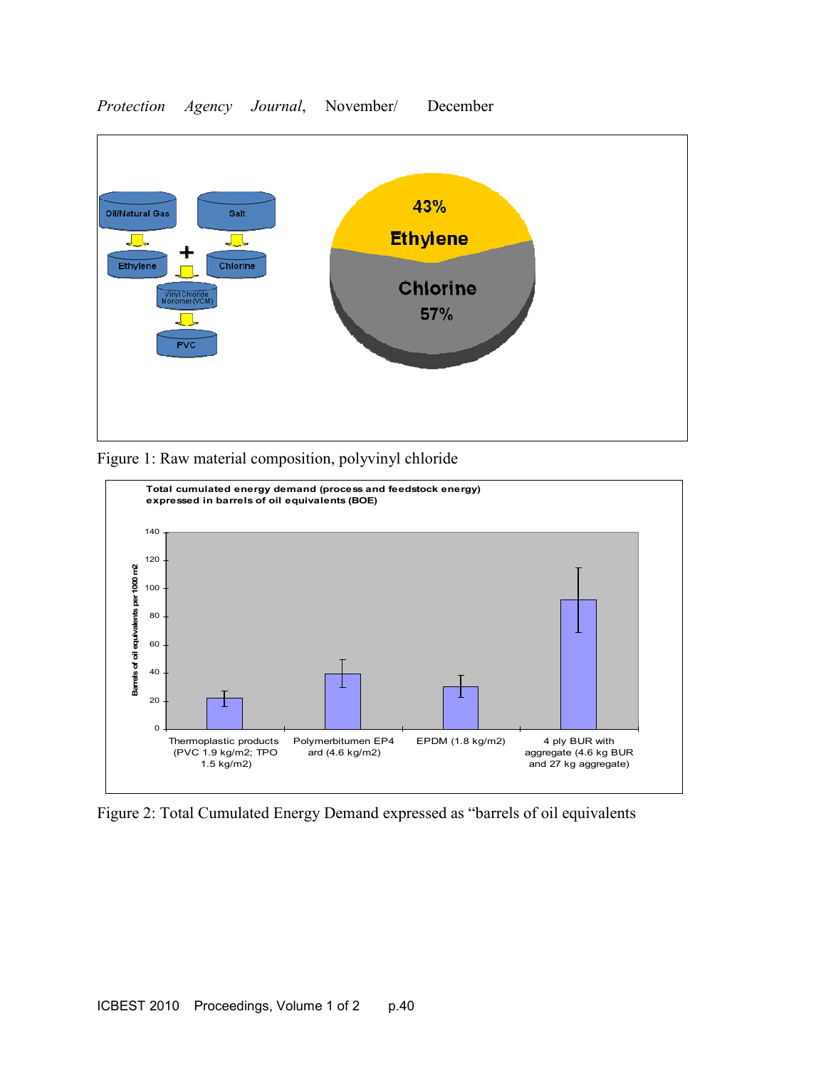Protection Agency Journal, November/ December

Figure 1: Raw material composition, polyvinyl chloride

Figure 2: Total Cumulated Energy Demand expressed as “barrels of oil equivalents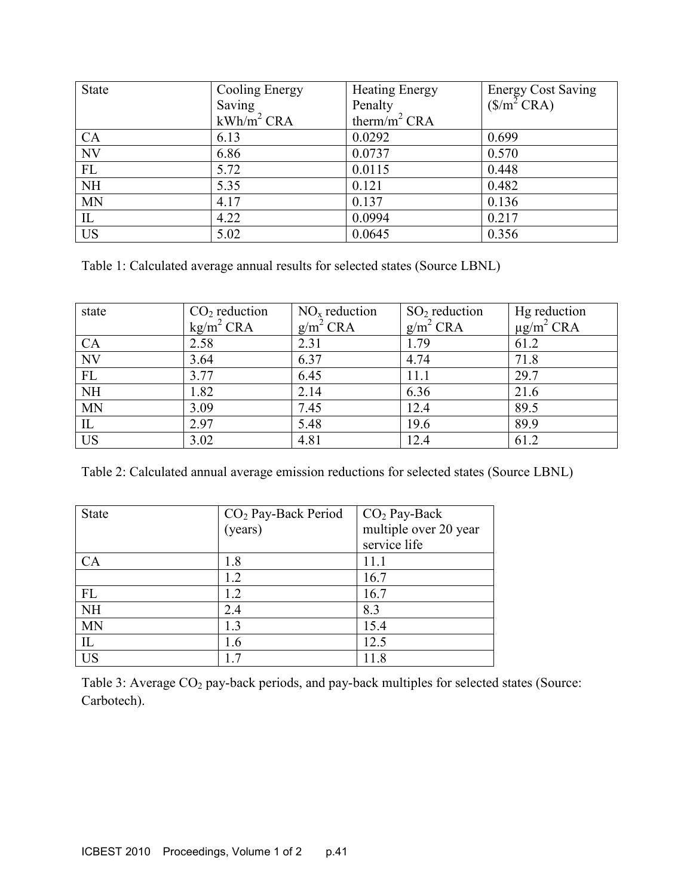| State | Cooling Energy Saving kWh/m$^2$ CRA | Heating Energy Penalty therm/m$^2$ CRA | Energy Cost Saving (\$/m$^2$ CRA) |
|---|---|---|---|
| CA | 6.13 | 0.0292 | 0.699 |
| NV | 6.86 | 0.0737 | 0.570 |
| FL | 5.72 | 0.0115 | 0.448 |
| NH | 5.35 | 0.121 | 0.482 |
| MN | 4.17 | 0.137 | 0.136 |
| IL | 4.22 | 0.0994 | 0.217 |
| US | 5.02 | 0.0645 | 0.356 |

Table 1: Calculated average annual results for selected states (Source LBNL)

| state | $CO_2$ reduction kg/m$^2$ CRA | $NO_x$ reduction g/m$^2$ CRA | $SO_2$ reduction g/m$^2$ CRA | Hg reduction μg/m$^2$ CRA |
|---|---|---|---|---|
| CA | 2.58 | 2.31 | 1.79 | 61.2 |
| NV | 3.64 | 6.37 | 4.74 | 71.8 |
| FL | 3.77 | 6.45 | 11.1 | 29.7 |
| NH | 1.82 | 2.14 | 6.36 | 21.6 |
| MN | 3.09 | 7.45 | 12.4 | 89.5 |
| IL | 2.97 | 5.48 | 19.6 | 89.9 |
| US | 3.02 | 4.81 | 12.4 | 61.2 |

Table 2: Calculated annual average emission reductions for selected states (Source LBNL)

| State | $CO_2$ Pay-Back Period (years) | $CO_2$ Pay-Back multiple over 20 year service life |
|---|---|---|
| CA | 1.8 | 11.1 |
| | 1.2 | 16.7 |
| FL | 1.2 | 16.7 |
| NH | 2.4 | 8.3 |
| MN | 1.3 | 15.4 |
| IL | 1.6 | 12.5 |
| US | 1.7 | 11.8 |

Table 3: Average $CO_2$ pay-back periods, and pay-back multiples for selected states (Source: Carbotech).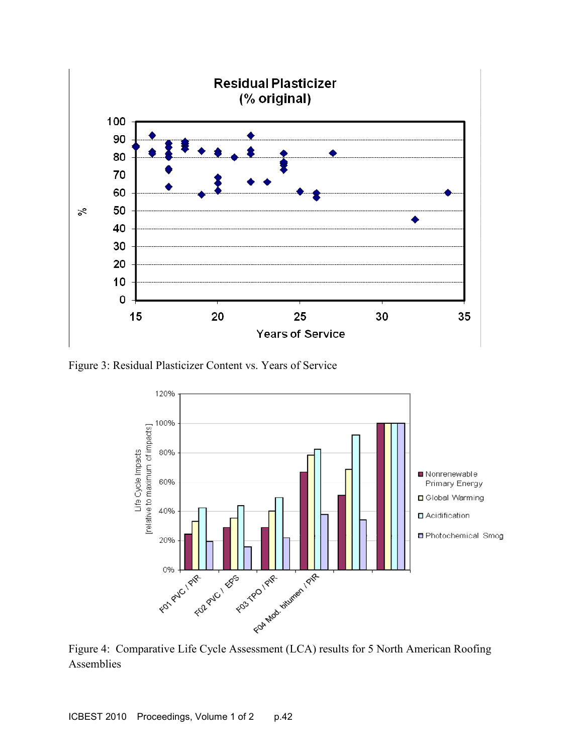Residual Plasticizer
(% original)

%

100
90
80
70
60
50
40
30
20
10
0

15
20
25
30
35

Years of Service

Figure 3: Residual Plasticizer Content vs. Years of Service

Life Cycle Impacts
[relative to maximum of impacts]

120%
100%
80%
60%
40%
20%
0%

F01 PVC / PIR
F02 PVC / EPS
F03 TPO / PIR
F04 Mod. bitumen / PIR

Nonrenewable Primary Energy
Global Warming
Acidification
Photochemical Smog

Figure 4: Comparative Life Cycle Assessment (LCA) results for 5 North American Roofing Assemblies